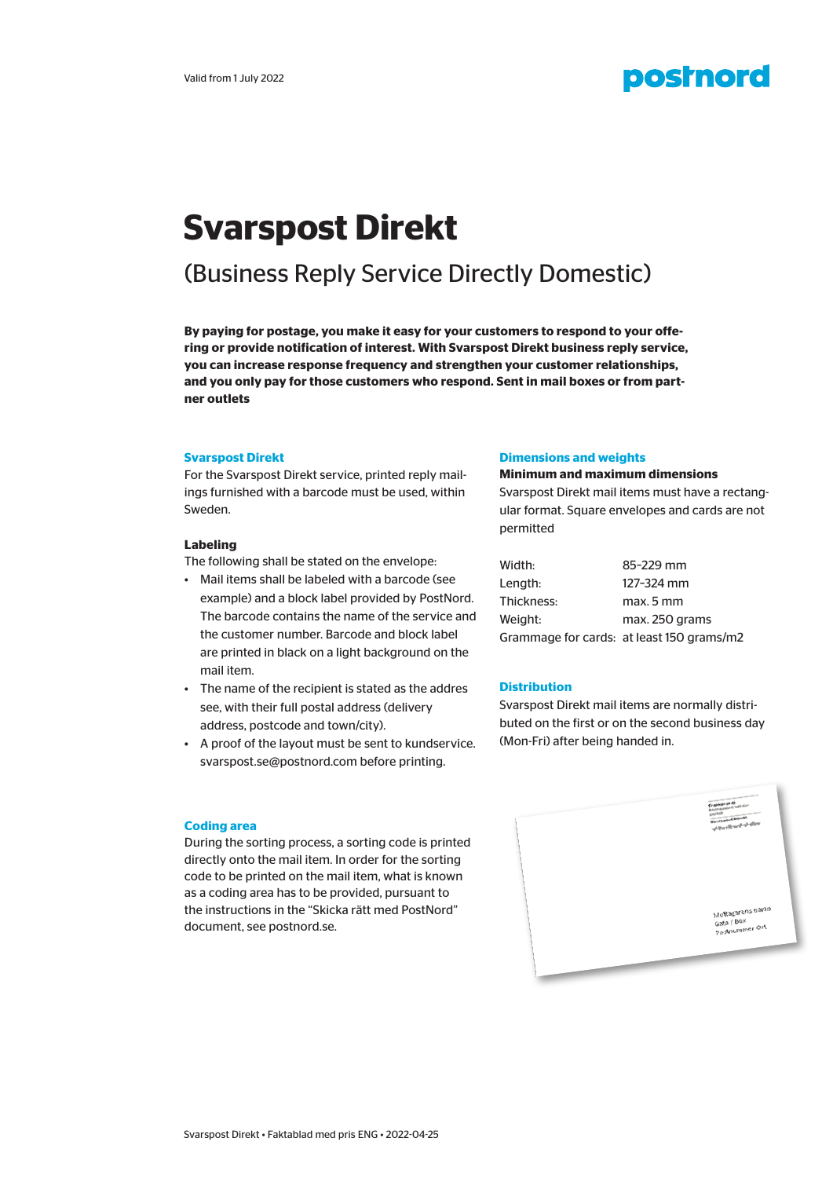Valid from 1 July 2022

postnord

# Svarspost Direkt

## (Business Reply Service Directly Domestic)

**By paying for postage, you make it easy for your customers to respond to your offering or provide notification of interest. With Svarspost Direkt business reply service, you can increase response frequency and strengthen your customer relationships, and you only pay for those customers who respond. Sent in mail boxes or from partner outlets**

### Svarspost Direkt

For the Svarspost Direkt service, printed reply mailings furnished with a barcode must be used, within Sweden.

#### Labeling

The following shall be stated on the envelope:

- Mail items shall be labeled with a barcode (see example) and a block label provided by PostNord. The barcode contains the name of the service and the customer number. Barcode and block label are printed in black on a light background on the mail item.
- The name of the recipient is stated as the addres see, with their full postal address (delivery address, postcode and town/city).
- A proof of the layout must be sent to kundservice. svarspost.se@postnord.com before printing.

### Coding area

During the sorting process, a sorting code is printed directly onto the mail item. In order for the sorting code to be printed on the mail item, what is known as a coding area has to be provided, pursuant to the instructions in the "Skicka rätt med PostNord" document, see postnord.se.

### Dimensions and weights

**Minimum and maximum dimensions**

Svarspost Direkt mail items must have a rectangular format. Square envelopes and cards are not permitted

| | |
|---|---|
| Width: | 85–229 mm |
| Length: | 127–324 mm |
| Thickness: | max. 5 mm |
| Weight: | max. 250 grams |
| Grammage for cards: | at least 150 grams/m2 |

### Distribution

Svarspost Direkt mail items are normally distributed on the first or on the second business day (Mon-Fri) after being handed in.

Mottagarens namn
Gata / Box
Postnummer Ort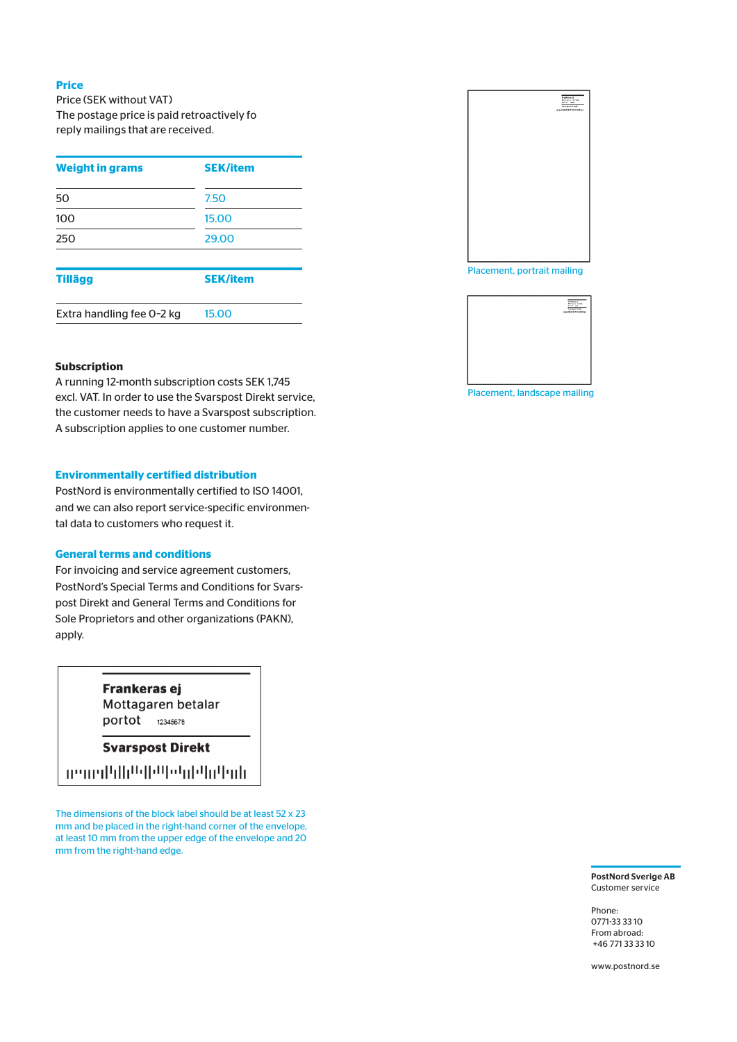## Price

Price (SEK without VAT)
The postage price is paid retroactively fo reply mailings that are received.

| Weight in grams | SEK/item |
|---|---|
| 50 | 7.50 |
| 100 | 15.00 |
| 250 | 29.00 |

| Tillägg | SEK/item |
|---|---|
| Extra handling fee 0-2 kg | 15.00 |

**Subscription**

A running 12-month subscription costs SEK 1,745 excl. VAT. In order to use the Svarspost Direkt service, the customer needs to have a Svarspost subscription. A subscription applies to one customer number.

## Environmentally certified distribution

PostNord is environmentally certified to ISO 14001, and we can also report service-specific environmental data to customers who request it.

## General terms and conditions

For invoicing and service agreement customers, PostNord's Special Terms and Conditions for Svarspost Direkt and General Terms and Conditions for Sole Proprietors and other organizations (PAKN), apply.

**Frankeras ej**
Mottagaren betalar
portot 12345678

**Svarspost Direkt**

The dimensions of the block label should be at least 52 x 23 mm and be placed in the right-hand corner of the envelope, at least 10 mm from the upper edge of the envelope and 20 mm from the right-hand edge.

Placement, portrait mailing

Placement, landscape mailing

**PostNord Sverige AB**
Customer service

Phone:
0771-33 33 10
From abroad:
+46 771 33 33 10

www.postnord.se